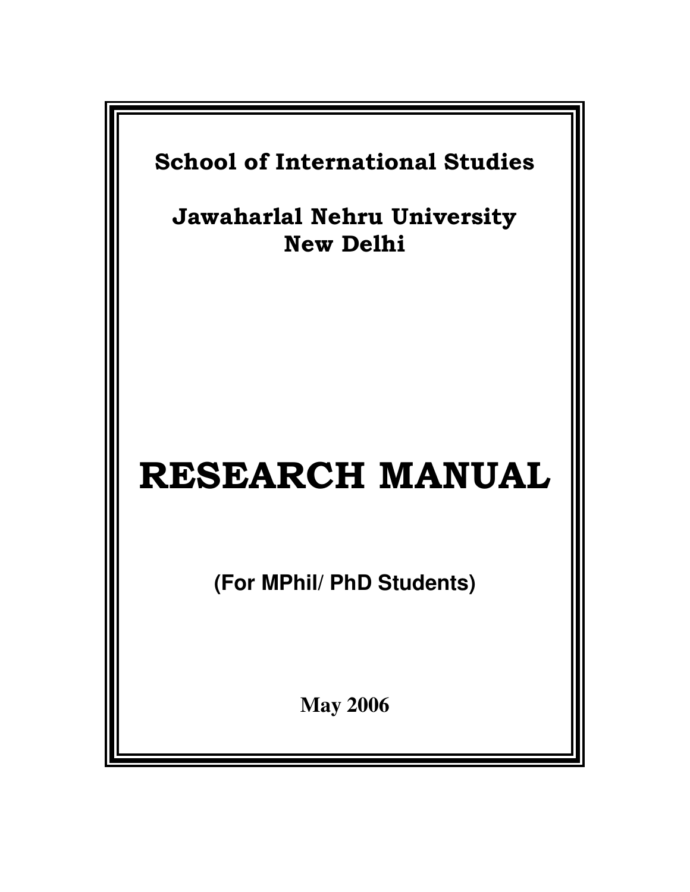**School of International Studies**

**Jawaharlal Nehru University**
**New Delhi**

# RESEARCH MANUAL

**(For MPhil/ PhD Students)**

**May 2006**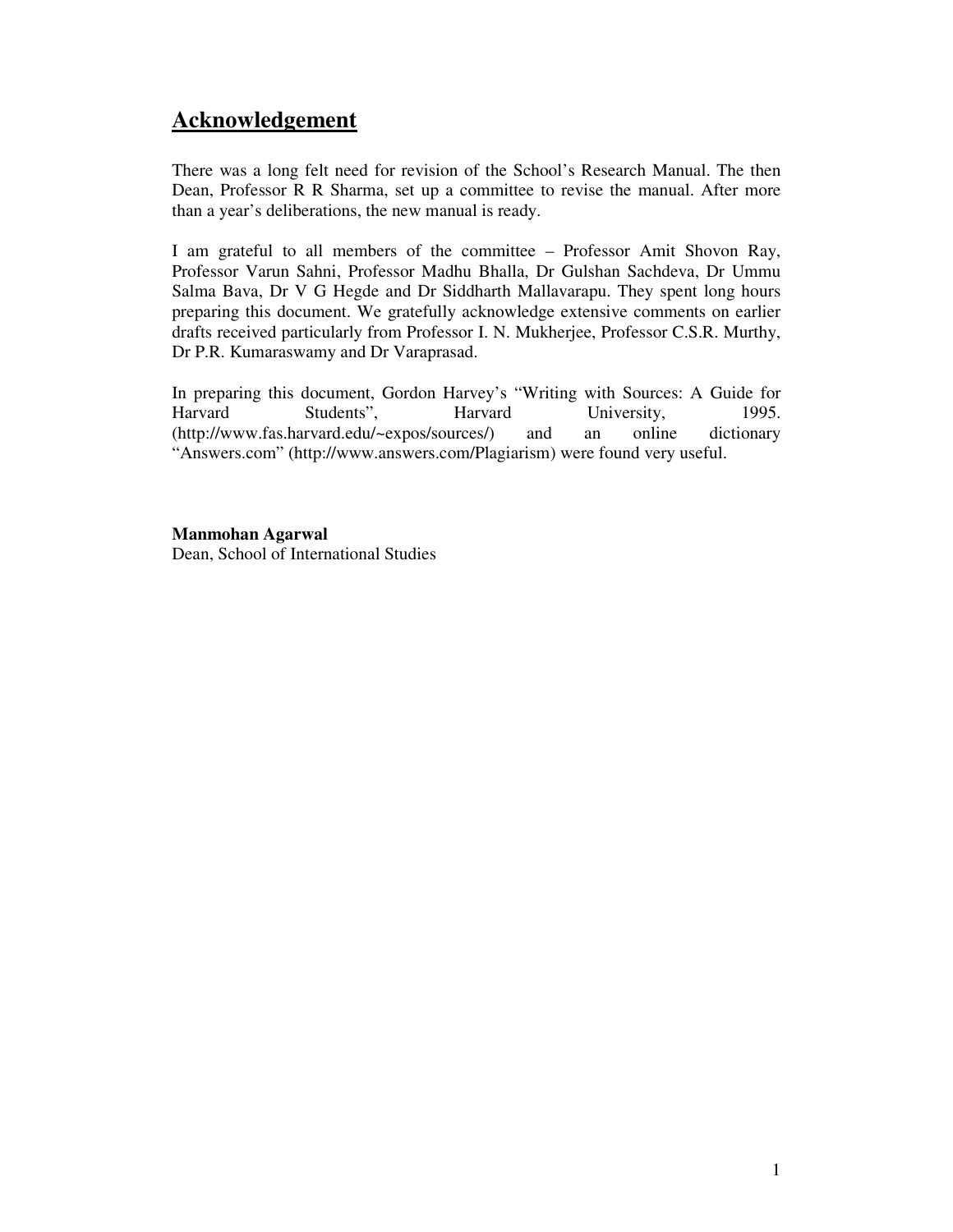## Acknowledgement

There was a long felt need for revision of the School's Research Manual. The then Dean, Professor R R Sharma, set up a committee to revise the manual. After more than a year's deliberations, the new manual is ready.

I am grateful to all members of the committee – Professor Amit Shovon Ray, Professor Varun Sahni, Professor Madhu Bhalla, Dr Gulshan Sachdeva, Dr Ummu Salma Bava, Dr V G Hegde and Dr Siddharth Mallavarapu. They spent long hours preparing this document. We gratefully acknowledge extensive comments on earlier drafts received particularly from Professor I. N. Mukherjee, Professor C.S.R. Murthy, Dr P.R. Kumaraswamy and Dr Varaprasad.

In preparing this document, Gordon Harvey's "Writing with Sources: A Guide for Harvard Students", Harvard University, 1995. (http://www.fas.harvard.edu/~expos/sources/) and an online dictionary "Answers.com" (http://www.answers.com/Plagiarism) were found very useful.

**Manmohan Agarwal**
Dean, School of International Studies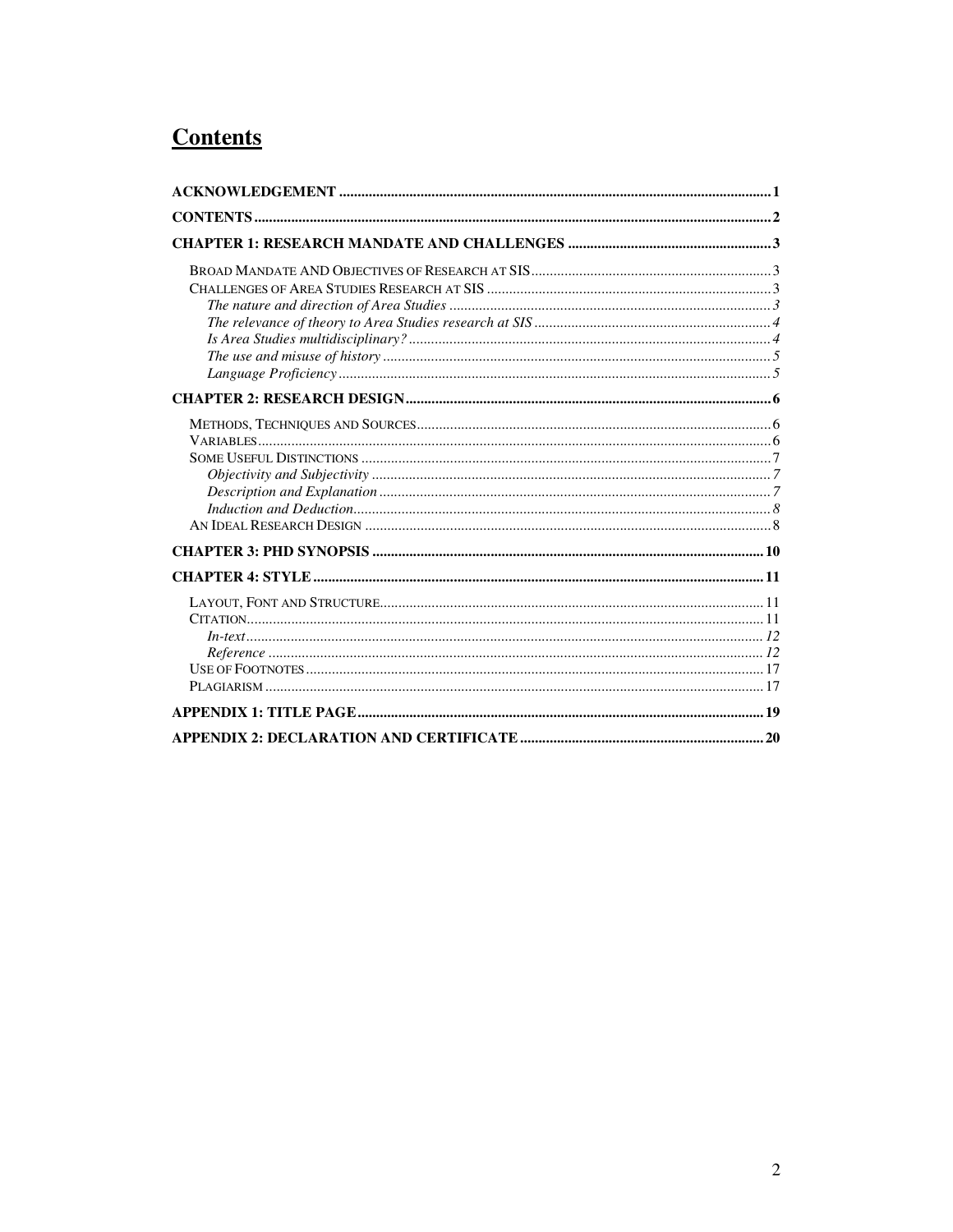# Contents

**ACKNOWLEDGEMENT** ..... 1

**CONTENTS** ..... 2

**CHAPTER 1: RESEARCH MANDATE AND CHALLENGES** ..... 3

- BROAD MANDATE AND OBJECTIVES OF RESEARCH AT SIS ..... 3
- CHALLENGES OF AREA STUDIES RESEARCH AT SIS ..... 3
  - *The nature and direction of Area Studies* ..... 3
  - *The relevance of theory to Area Studies research at SIS* ..... 4
  - *Is Area Studies multidisciplinary?* ..... 4
  - *The use and misuse of history* ..... 5
  - *Language Proficiency* ..... 5

**CHAPTER 2: RESEARCH DESIGN** ..... 6

- METHODS, TECHNIQUES AND SOURCES ..... 6
- VARIABLES ..... 6
- SOME USEFUL DISTINCTIONS ..... 7
  - *Objectivity and Subjectivity* ..... 7
  - *Description and Explanation* ..... 7
  - *Induction and Deduction* ..... 8
- AN IDEAL RESEARCH DESIGN ..... 8

**CHAPTER 3: PHD SYNOPSIS** ..... 10

**CHAPTER 4: STYLE** ..... 11

- LAYOUT, FONT AND STRUCTURE ..... 11
- CITATION ..... 11
  - *In-text* ..... *12*
  - *Reference* ..... *12*
- USE OF FOOTNOTES ..... 17
- PLAGIARISM ..... 17

**APPENDIX 1: TITLE PAGE** ..... 19

**APPENDIX 2: DECLARATION AND CERTIFICATE** ..... 20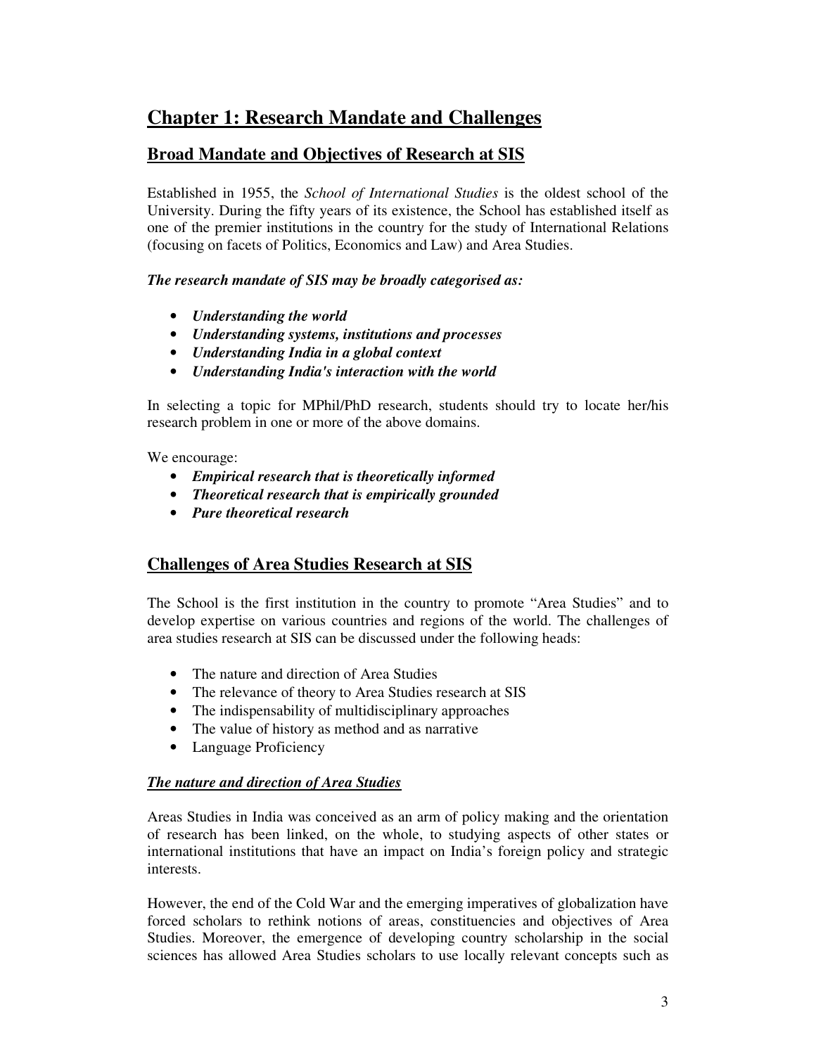# Chapter 1: Research Mandate and Challenges

## Broad Mandate and Objectives of Research at SIS

Established in 1955, the *School of International Studies* is the oldest school of the University. During the fifty years of its existence, the School has established itself as one of the premier institutions in the country for the study of International Relations (focusing on facets of Politics, Economics and Law) and Area Studies.

***The research mandate of SIS may be broadly categorised as:***

- ***Understanding the world***
- ***Understanding systems, institutions and processes***
- ***Understanding India in a global context***
- ***Understanding India's interaction with the world***

In selecting a topic for MPhil/PhD research, students should try to locate her/his research problem in one or more of the above domains.

We encourage:

- ***Empirical research that is theoretically informed***
- ***Theoretical research that is empirically grounded***
- ***Pure theoretical research***

## Challenges of Area Studies Research at SIS

The School is the first institution in the country to promote "Area Studies" and to develop expertise on various countries and regions of the world. The challenges of area studies research at SIS can be discussed under the following heads:

- The nature and direction of Area Studies
- The relevance of theory to Area Studies research at SIS
- The indispensability of multidisciplinary approaches
- The value of history as method and as narrative
- Language Proficiency

### *The nature and direction of Area Studies*

Areas Studies in India was conceived as an arm of policy making and the orientation of research has been linked, on the whole, to studying aspects of other states or international institutions that have an impact on India's foreign policy and strategic interests.

However, the end of the Cold War and the emerging imperatives of globalization have forced scholars to rethink notions of areas, constituencies and objectives of Area Studies. Moreover, the emergence of developing country scholarship in the social sciences has allowed Area Studies scholars to use locally relevant concepts such as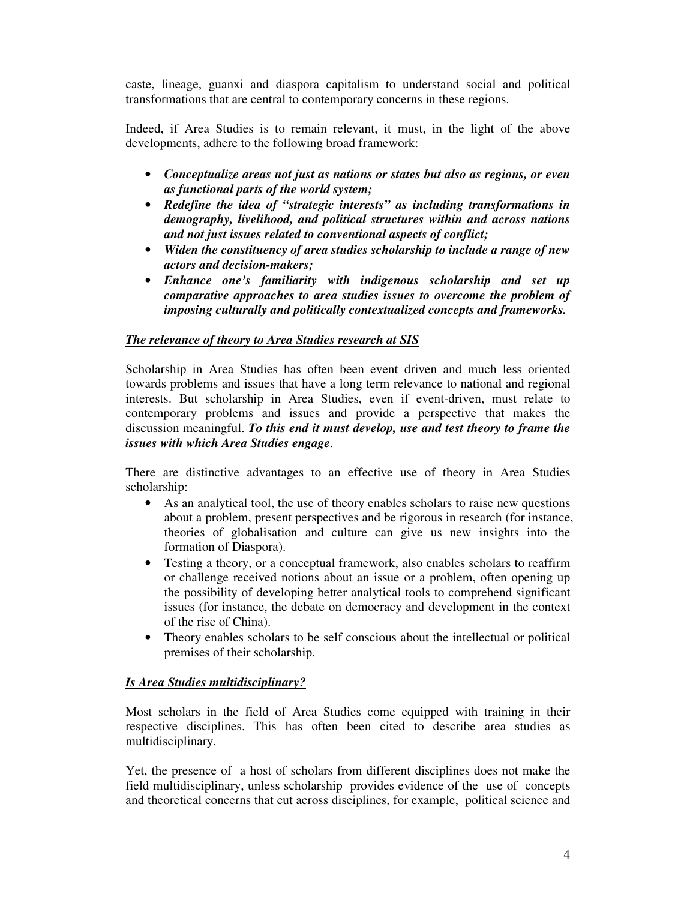caste, lineage, guanxi and diaspora capitalism to understand social and political transformations that are central to contemporary concerns in these regions.

Indeed, if Area Studies is to remain relevant, it must, in the light of the above developments, adhere to the following broad framework:

- ***Conceptualize areas not just as nations or states but also as regions, or even as functional parts of the world system;***
- ***Redefine the idea of "strategic interests" as including transformations in demography, livelihood, and political structures within and across nations and not just issues related to conventional aspects of conflict;***
- ***Widen the constituency of area studies scholarship to include a range of new actors and decision-makers;***
- ***Enhance one's familiarity with indigenous scholarship and set up comparative approaches to area studies issues to overcome the problem of imposing culturally and politically contextualized concepts and frameworks.***

### ***The relevance of theory to Area Studies research at SIS***

Scholarship in Area Studies has often been event driven and much less oriented towards problems and issues that have a long term relevance to national and regional interests. But scholarship in Area Studies, even if event-driven, must relate to contemporary problems and issues and provide a perspective that makes the discussion meaningful. ***To this end it must develop, use and test theory to frame the issues with which Area Studies engage***.

There are distinctive advantages to an effective use of theory in Area Studies scholarship:

- As an analytical tool, the use of theory enables scholars to raise new questions about a problem, present perspectives and be rigorous in research (for instance, theories of globalisation and culture can give us new insights into the formation of Diaspora).
- Testing a theory, or a conceptual framework, also enables scholars to reaffirm or challenge received notions about an issue or a problem, often opening up the possibility of developing better analytical tools to comprehend significant issues (for instance, the debate on democracy and development in the context of the rise of China).
- Theory enables scholars to be self conscious about the intellectual or political premises of their scholarship.

### ***Is Area Studies multidisciplinary?***

Most scholars in the field of Area Studies come equipped with training in their respective disciplines. This has often been cited to describe area studies as multidisciplinary.

Yet, the presence of a host of scholars from different disciplines does not make the field multidisciplinary, unless scholarship provides evidence of the use of concepts and theoretical concerns that cut across disciplines, for example, political science and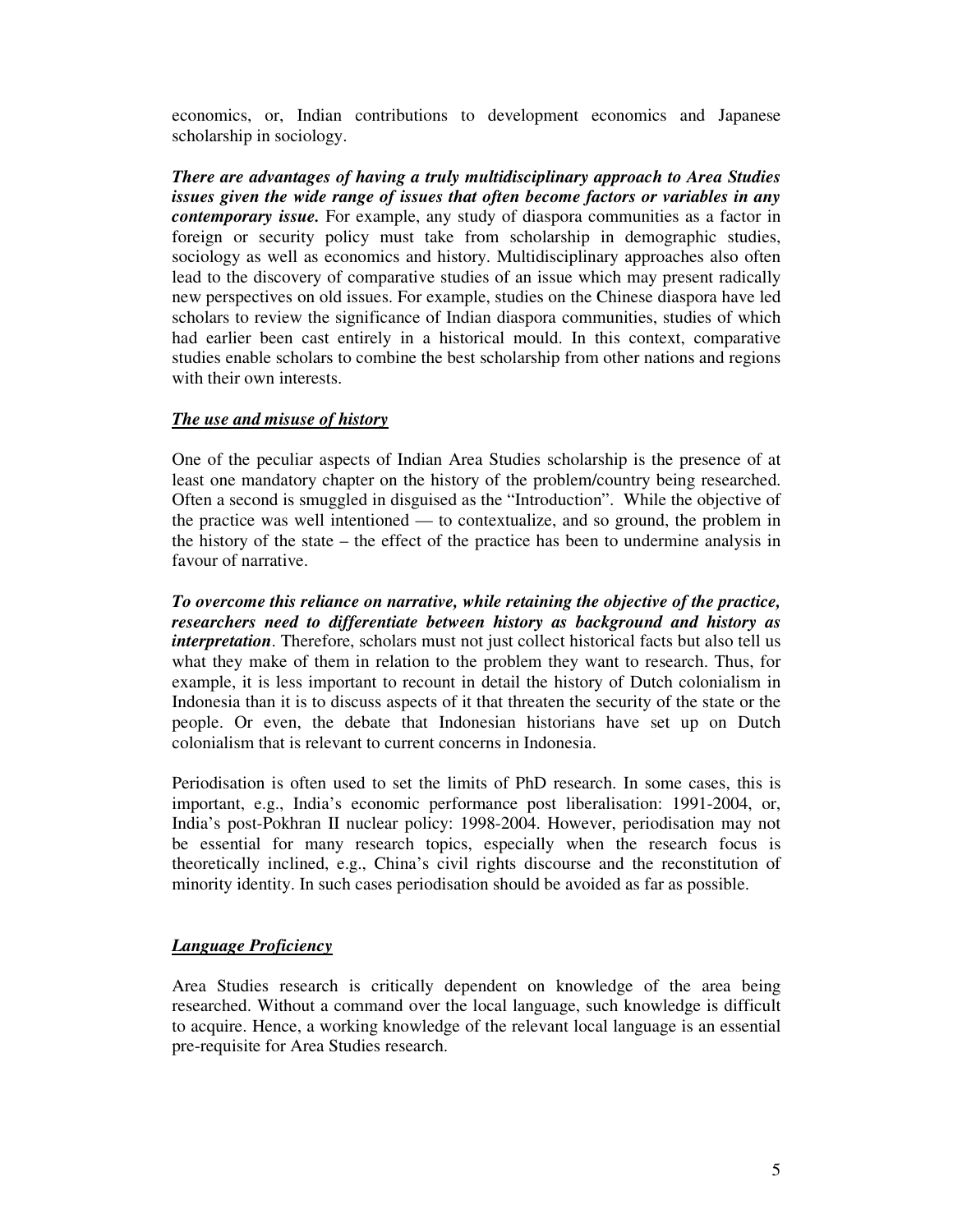economics, or, Indian contributions to development economics and Japanese scholarship in sociology.

***There are advantages of having a truly multidisciplinary approach to Area Studies issues given the wide range of issues that often become factors or variables in any contemporary issue.*** For example, any study of diaspora communities as a factor in foreign or security policy must take from scholarship in demographic studies, sociology as well as economics and history. Multidisciplinary approaches also often lead to the discovery of comparative studies of an issue which may present radically new perspectives on old issues. For example, studies on the Chinese diaspora have led scholars to review the significance of Indian diaspora communities, studies of which had earlier been cast entirely in a historical mould. In this context, comparative studies enable scholars to combine the best scholarship from other nations and regions with their own interests.

### ***<u>The use and misuse of history</u>***

One of the peculiar aspects of Indian Area Studies scholarship is the presence of at least one mandatory chapter on the history of the problem/country being researched. Often a second is smuggled in disguised as the "Introduction". While the objective of the practice was well intentioned — to contextualize, and so ground, the problem in the history of the state – the effect of the practice has been to undermine analysis in favour of narrative.

***To overcome this reliance on narrative, while retaining the objective of the practice, researchers need to differentiate between history as background and history as interpretation***. Therefore, scholars must not just collect historical facts but also tell us what they make of them in relation to the problem they want to research. Thus, for example, it is less important to recount in detail the history of Dutch colonialism in Indonesia than it is to discuss aspects of it that threaten the security of the state or the people. Or even, the debate that Indonesian historians have set up on Dutch colonialism that is relevant to current concerns in Indonesia.

Periodisation is often used to set the limits of PhD research. In some cases, this is important, e.g., India's economic performance post liberalisation: 1991-2004, or, India's post-Pokhran II nuclear policy: 1998-2004. However, periodisation may not be essential for many research topics, especially when the research focus is theoretically inclined, e.g., China's civil rights discourse and the reconstitution of minority identity. In such cases periodisation should be avoided as far as possible.

### ***<u>Language Proficiency</u>***

Area Studies research is critically dependent on knowledge of the area being researched. Without a command over the local language, such knowledge is difficult to acquire. Hence, a working knowledge of the relevant local language is an essential pre-requisite for Area Studies research.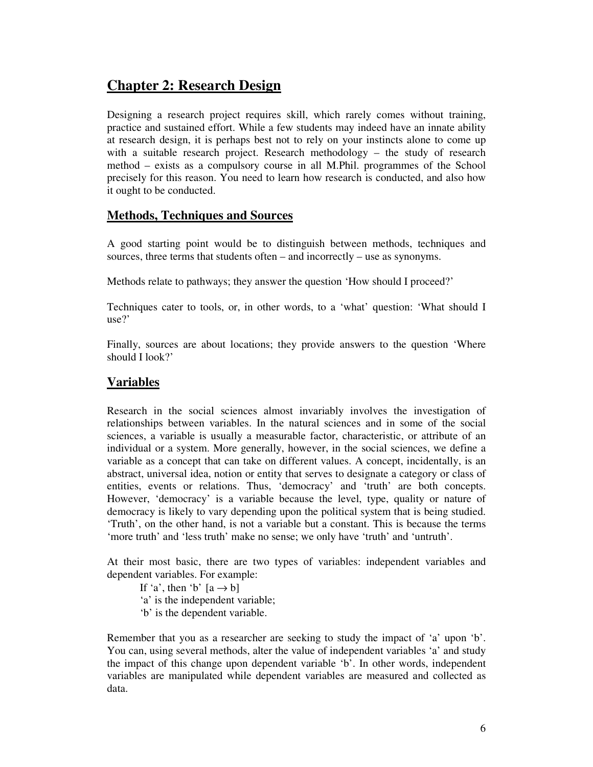## Chapter 2: Research Design

Designing a research project requires skill, which rarely comes without training, practice and sustained effort. While a few students may indeed have an innate ability at research design, it is perhaps best not to rely on your instincts alone to come up with a suitable research project. Research methodology – the study of research method – exists as a compulsory course in all M.Phil. programmes of the School precisely for this reason. You need to learn how research is conducted, and also how it ought to be conducted.

### Methods, Techniques and Sources

A good starting point would be to distinguish between methods, techniques and sources, three terms that students often – and incorrectly – use as synonyms.

Methods relate to pathways; they answer the question 'How should I proceed?'

Techniques cater to tools, or, in other words, to a 'what' question: 'What should I use?'

Finally, sources are about locations; they provide answers to the question 'Where should I look?'

### Variables

Research in the social sciences almost invariably involves the investigation of relationships between variables. In the natural sciences and in some of the social sciences, a variable is usually a measurable factor, characteristic, or attribute of an individual or a system. More generally, however, in the social sciences, we define a variable as a concept that can take on different values. A concept, incidentally, is an abstract, universal idea, notion or entity that serves to designate a category or class of entities, events or relations. Thus, 'democracy' and 'truth' are both concepts. However, 'democracy' is a variable because the level, type, quality or nature of democracy is likely to vary depending upon the political system that is being studied. 'Truth', on the other hand, is not a variable but a constant. This is because the terms 'more truth' and 'less truth' make no sense; we only have 'truth' and 'untruth'.

At their most basic, there are two types of variables: independent variables and dependent variables. For example:

If 'a', then 'b' [$a \rightarrow b$]
'a' is the independent variable;
'b' is the dependent variable.

Remember that you as a researcher are seeking to study the impact of 'a' upon 'b'. You can, using several methods, alter the value of independent variables 'a' and study the impact of this change upon dependent variable 'b'. In other words, independent variables are manipulated while dependent variables are measured and collected as data.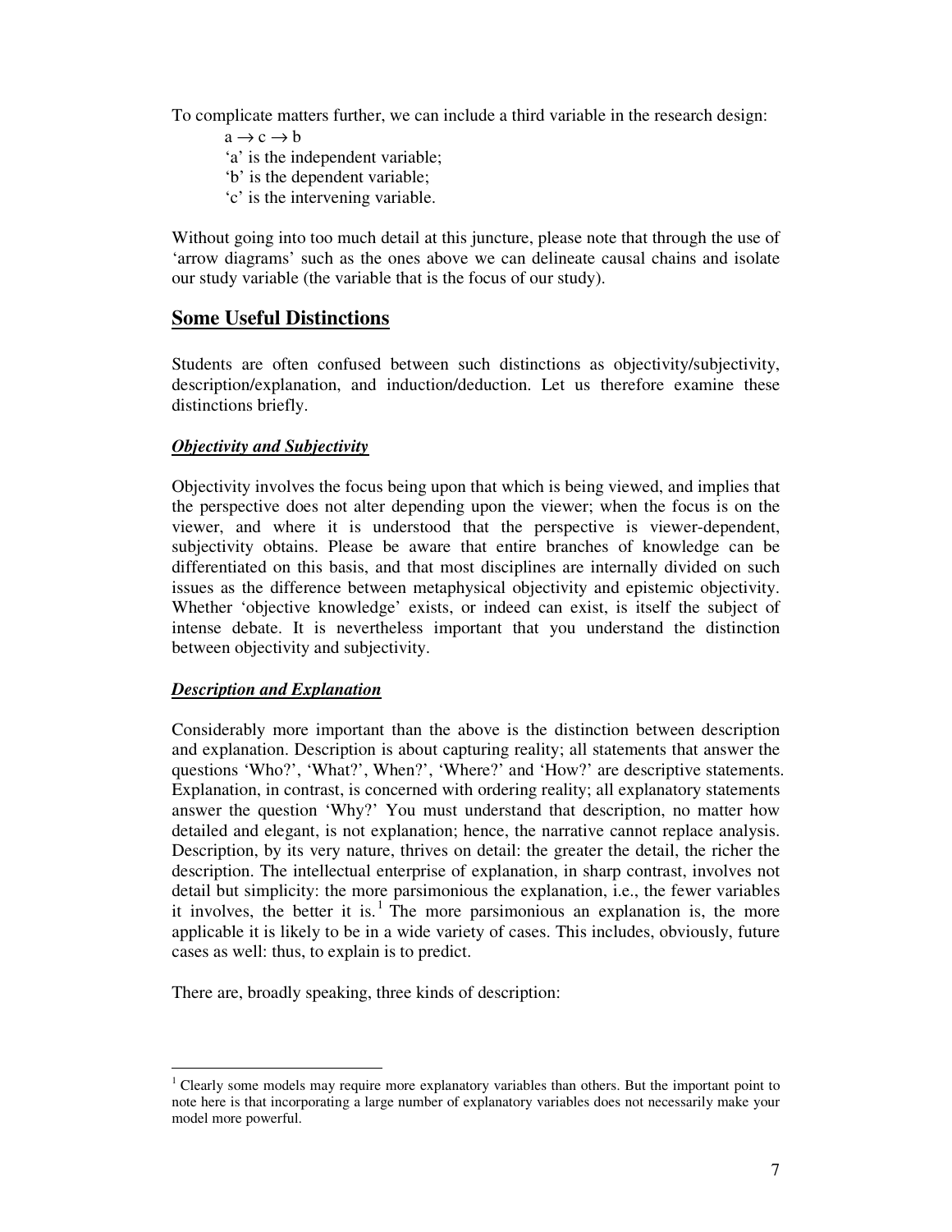To complicate matters further, we can include a third variable in the research design:

$a \rightarrow c \rightarrow b$

'a' is the independent variable;

'b' is the dependent variable;

'c' is the intervening variable.

Without going into too much detail at this juncture, please note that through the use of 'arrow diagrams' such as the ones above we can delineate causal chains and isolate our study variable (the variable that is the focus of our study).

## Some Useful Distinctions

Students are often confused between such distinctions as objectivity/subjectivity, description/explanation, and induction/deduction. Let us therefore examine these distinctions briefly.

### ***Objectivity and Subjectivity***

Objectivity involves the focus being upon that which is being viewed, and implies that the perspective does not alter depending upon the viewer; when the focus is on the viewer, and where it is understood that the perspective is viewer-dependent, subjectivity obtains. Please be aware that entire branches of knowledge can be differentiated on this basis, and that most disciplines are internally divided on such issues as the difference between metaphysical objectivity and epistemic objectivity. Whether 'objective knowledge' exists, or indeed can exist, is itself the subject of intense debate. It is nevertheless important that you understand the distinction between objectivity and subjectivity.

### ***Description and Explanation***

Considerably more important than the above is the distinction between description and explanation. Description is about capturing reality; all statements that answer the questions 'Who?', 'What?', When?', 'Where?' and 'How?' are descriptive statements. Explanation, in contrast, is concerned with ordering reality; all explanatory statements answer the question 'Why?' You must understand that description, no matter how detailed and elegant, is not explanation; hence, the narrative cannot replace analysis. Description, by its very nature, thrives on detail: the greater the detail, the richer the description. The intellectual enterprise of explanation, in sharp contrast, involves not detail but simplicity: the more parsimonious the explanation, i.e., the fewer variables it involves, the better it is.[1] The more parsimonious an explanation is, the more applicable it is likely to be in a wide variety of cases. This includes, obviously, future cases as well: thus, to explain is to predict.

There are, broadly speaking, three kinds of description:

---

[1] Clearly some models may require more explanatory variables than others. But the important point to note here is that incorporating a large number of explanatory variables does not necessarily make your model more powerful.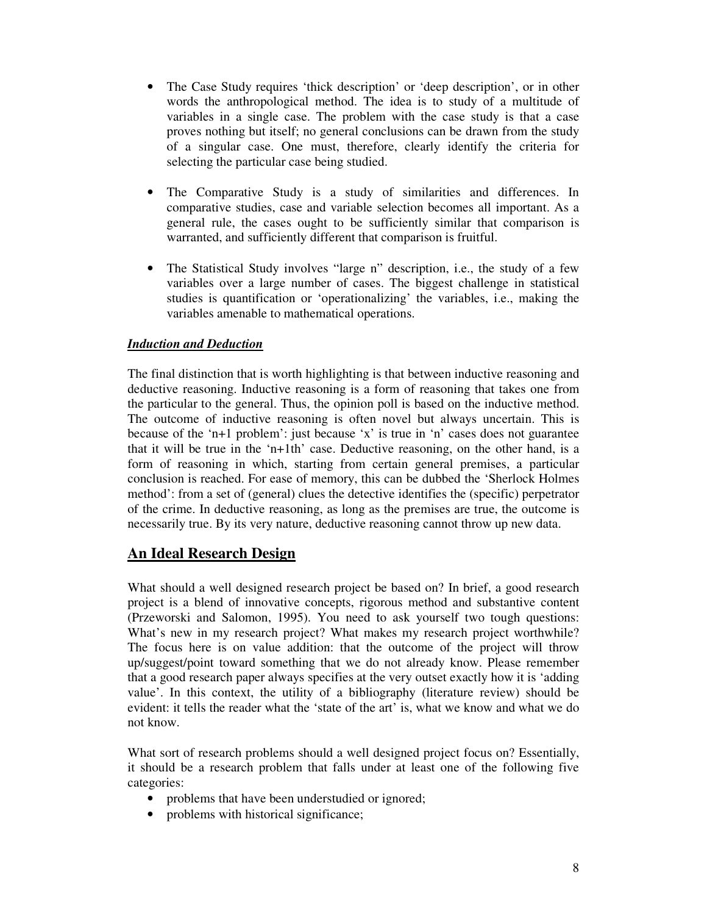- The Case Study requires 'thick description' or 'deep description', or in other words the anthropological method. The idea is to study of a multitude of variables in a single case. The problem with the case study is that a case proves nothing but itself; no general conclusions can be drawn from the study of a singular case. One must, therefore, clearly identify the criteria for selecting the particular case being studied.

- The Comparative Study is a study of similarities and differences. In comparative studies, case and variable selection becomes all important. As a general rule, the cases ought to be sufficiently similar that comparison is warranted, and sufficiently different that comparison is fruitful.

- The Statistical Study involves "large n" description, i.e., the study of a few variables over a large number of cases. The biggest challenge in statistical studies is quantification or 'operationalizing' the variables, i.e., making the variables amenable to mathematical operations.

***Induction and Deduction***

The final distinction that is worth highlighting is that between inductive reasoning and deductive reasoning. Inductive reasoning is a form of reasoning that takes one from the particular to the general. Thus, the opinion poll is based on the inductive method. The outcome of inductive reasoning is often novel but always uncertain. This is because of the 'n+1 problem': just because 'x' is true in 'n' cases does not guarantee that it will be true in the 'n+1th' case. Deductive reasoning, on the other hand, is a form of reasoning in which, starting from certain general premises, a particular conclusion is reached. For ease of memory, this can be dubbed the 'Sherlock Holmes method': from a set of (general) clues the detective identifies the (specific) perpetrator of the crime. In deductive reasoning, as long as the premises are true, the outcome is necessarily true. By its very nature, deductive reasoning cannot throw up new data.

## An Ideal Research Design

What should a well designed research project be based on? In brief, a good research project is a blend of innovative concepts, rigorous method and substantive content (Przeworski and Salomon, 1995). You need to ask yourself two tough questions: What's new in my research project? What makes my research project worthwhile? The focus here is on value addition: that the outcome of the project will throw up/suggest/point toward something that we do not already know. Please remember that a good research paper always specifies at the very outset exactly how it is 'adding value'. In this context, the utility of a bibliography (literature review) should be evident: it tells the reader what the 'state of the art' is, what we know and what we do not know.

What sort of research problems should a well designed project focus on? Essentially, it should be a research problem that falls under at least one of the following five categories:

- problems that have been understudied or ignored;
- problems with historical significance;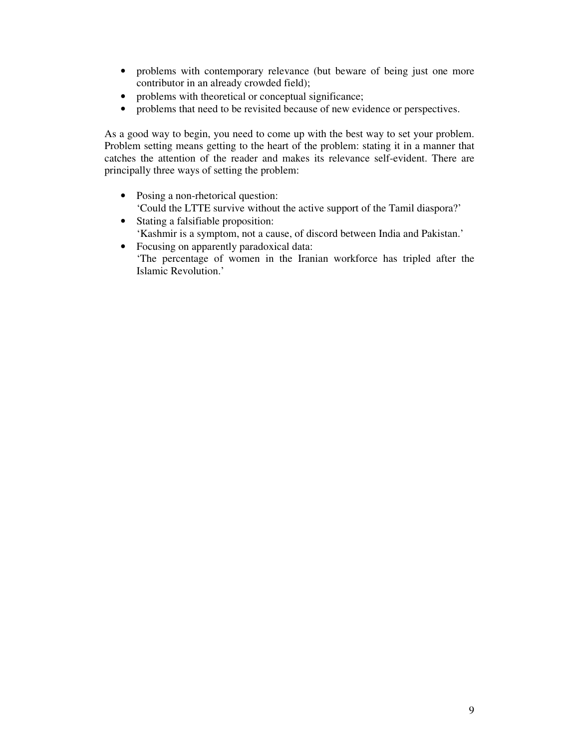- problems with contemporary relevance (but beware of being just one more contributor in an already crowded field);
- problems with theoretical or conceptual significance;
- problems that need to be revisited because of new evidence or perspectives.

As a good way to begin, you need to come up with the best way to set your problem. Problem setting means getting to the heart of the problem: stating it in a manner that catches the attention of the reader and makes its relevance self-evident. There are principally three ways of setting the problem:

- Posing a non-rhetorical question:
  'Could the LTTE survive without the active support of the Tamil diaspora?'
- Stating a falsifiable proposition:
  'Kashmir is a symptom, not a cause, of discord between India and Pakistan.'
- Focusing on apparently paradoxical data:
  'The percentage of women in the Iranian workforce has tripled after the Islamic Revolution.'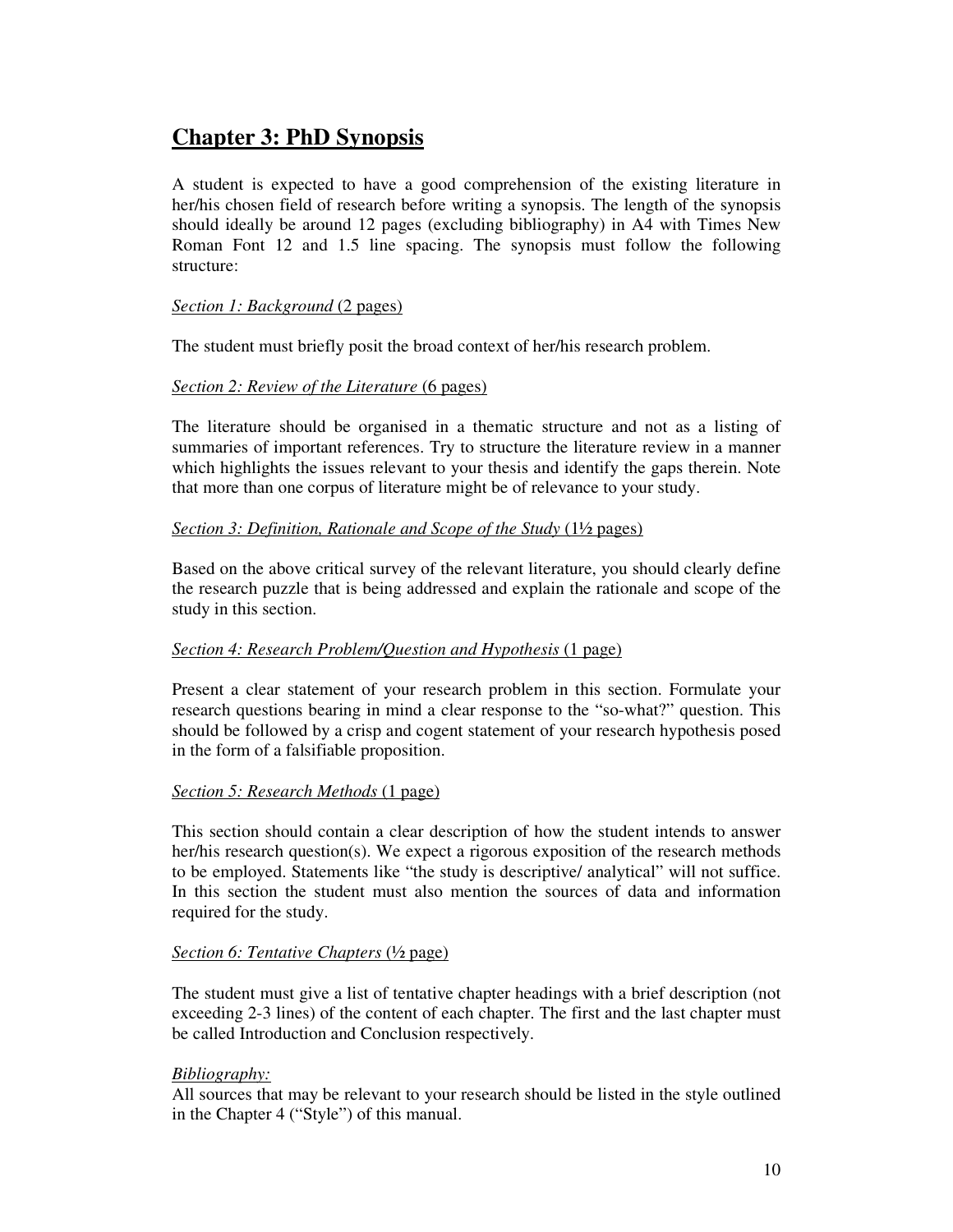## Chapter 3: PhD Synopsis

A student is expected to have a good comprehension of the existing literature in her/his chosen field of research before writing a synopsis. The length of the synopsis should ideally be around 12 pages (excluding bibliography) in A4 with Times New Roman Font 12 and 1.5 line spacing. The synopsis must follow the following structure:

*Section 1: Background* (2 pages)

The student must briefly posit the broad context of her/his research problem.

*Section 2: Review of the Literature* (6 pages)

The literature should be organised in a thematic structure and not as a listing of summaries of important references. Try to structure the literature review in a manner which highlights the issues relevant to your thesis and identify the gaps therein. Note that more than one corpus of literature might be of relevance to your study.

*Section 3: Definition, Rationale and Scope of the Study* (1½ pages)

Based on the above critical survey of the relevant literature, you should clearly define the research puzzle that is being addressed and explain the rationale and scope of the study in this section.

*Section 4: Research Problem/Question and Hypothesis* (1 page)

Present a clear statement of your research problem in this section. Formulate your research questions bearing in mind a clear response to the "so-what?" question. This should be followed by a crisp and cogent statement of your research hypothesis posed in the form of a falsifiable proposition.

*Section 5: Research Methods* (1 page)

This section should contain a clear description of how the student intends to answer her/his research question(s). We expect a rigorous exposition of the research methods to be employed. Statements like "the study is descriptive/ analytical" will not suffice. In this section the student must also mention the sources of data and information required for the study.

*Section 6: Tentative Chapters* (½ page)

The student must give a list of tentative chapter headings with a brief description (not exceeding 2-3 lines) of the content of each chapter. The first and the last chapter must be called Introduction and Conclusion respectively.

*Bibliography:*
All sources that may be relevant to your research should be listed in the style outlined in the Chapter 4 ("Style") of this manual.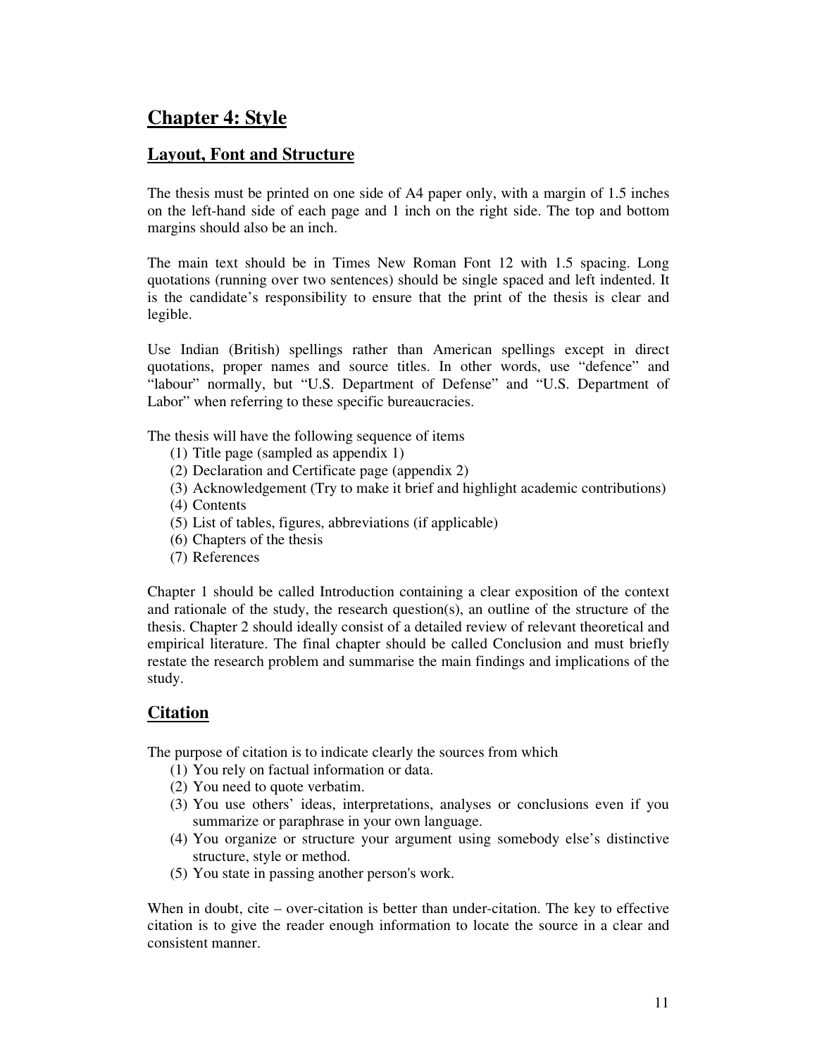# Chapter 4: Style

## Layout, Font and Structure

The thesis must be printed on one side of A4 paper only, with a margin of 1.5 inches on the left-hand side of each page and 1 inch on the right side. The top and bottom margins should also be an inch.

The main text should be in Times New Roman Font 12 with 1.5 spacing. Long quotations (running over two sentences) should be single spaced and left indented. It is the candidate's responsibility to ensure that the print of the thesis is clear and legible.

Use Indian (British) spellings rather than American spellings except in direct quotations, proper names and source titles. In other words, use "defence" and "labour" normally, but "U.S. Department of Defense" and "U.S. Department of Labor" when referring to these specific bureaucracies.

The thesis will have the following sequence of items

1. Title page (sampled as appendix 1)
2. Declaration and Certificate page (appendix 2)
3. Acknowledgement (Try to make it brief and highlight academic contributions)
4. Contents
5. List of tables, figures, abbreviations (if applicable)
6. Chapters of the thesis
7. References

Chapter 1 should be called Introduction containing a clear exposition of the context and rationale of the study, the research question(s), an outline of the structure of the thesis. Chapter 2 should ideally consist of a detailed review of relevant theoretical and empirical literature. The final chapter should be called Conclusion and must briefly restate the research problem and summarise the main findings and implications of the study.

## Citation

The purpose of citation is to indicate clearly the sources from which

1. You rely on factual information or data.
2. You need to quote verbatim.
3. You use others' ideas, interpretations, analyses or conclusions even if you summarize or paraphrase in your own language.
4. You organize or structure your argument using somebody else's distinctive structure, style or method.
5. You state in passing another person's work.

When in doubt, cite – over-citation is better than under-citation. The key to effective citation is to give the reader enough information to locate the source in a clear and consistent manner.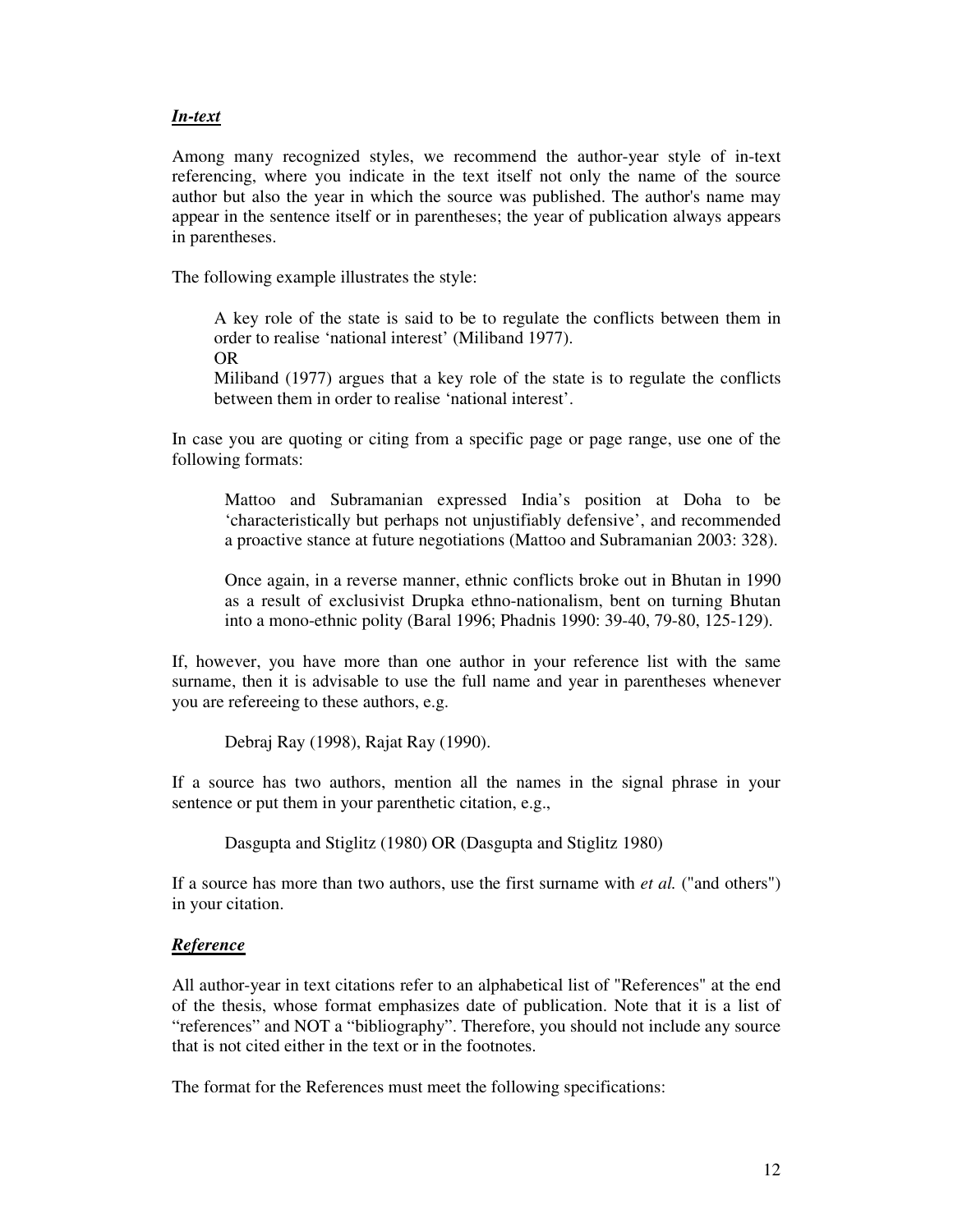***In-text***

Among many recognized styles, we recommend the author-year style of in-text referencing, where you indicate in the text itself not only the name of the source author but also the year in which the source was published. The author's name may appear in the sentence itself or in parentheses; the year of publication always appears in parentheses.

The following example illustrates the style:

> A key role of the state is said to be to regulate the conflicts between them in order to realise 'national interest' (Miliband 1977).
> OR
> Miliband (1977) argues that a key role of the state is to regulate the conflicts between them in order to realise 'national interest'.

In case you are quoting or citing from a specific page or page range, use one of the following formats:

> Mattoo and Subramanian expressed India's position at Doha to be 'characteristically but perhaps not unjustifiably defensive', and recommended a proactive stance at future negotiations (Mattoo and Subramanian 2003: 328).
>
> Once again, in a reverse manner, ethnic conflicts broke out in Bhutan in 1990 as a result of exclusivist Drupka ethno-nationalism, bent on turning Bhutan into a mono-ethnic polity (Baral 1996; Phadnis 1990: 39-40, 79-80, 125-129).

If, however, you have more than one author in your reference list with the same surname, then it is advisable to use the full name and year in parentheses whenever you are refereeing to these authors, e.g.

> Debraj Ray (1998), Rajat Ray (1990).

If a source has two authors, mention all the names in the signal phrase in your sentence or put them in your parenthetic citation, e.g.,

> Dasgupta and Stiglitz (1980) OR (Dasgupta and Stiglitz 1980)

If a source has more than two authors, use the first surname with *et al.* ("and others") in your citation.

***Reference***

All author-year in text citations refer to an alphabetical list of "References" at the end of the thesis, whose format emphasizes date of publication. Note that it is a list of "references" and NOT a "bibliography". Therefore, you should not include any source that is not cited either in the text or in the footnotes.

The format for the References must meet the following specifications: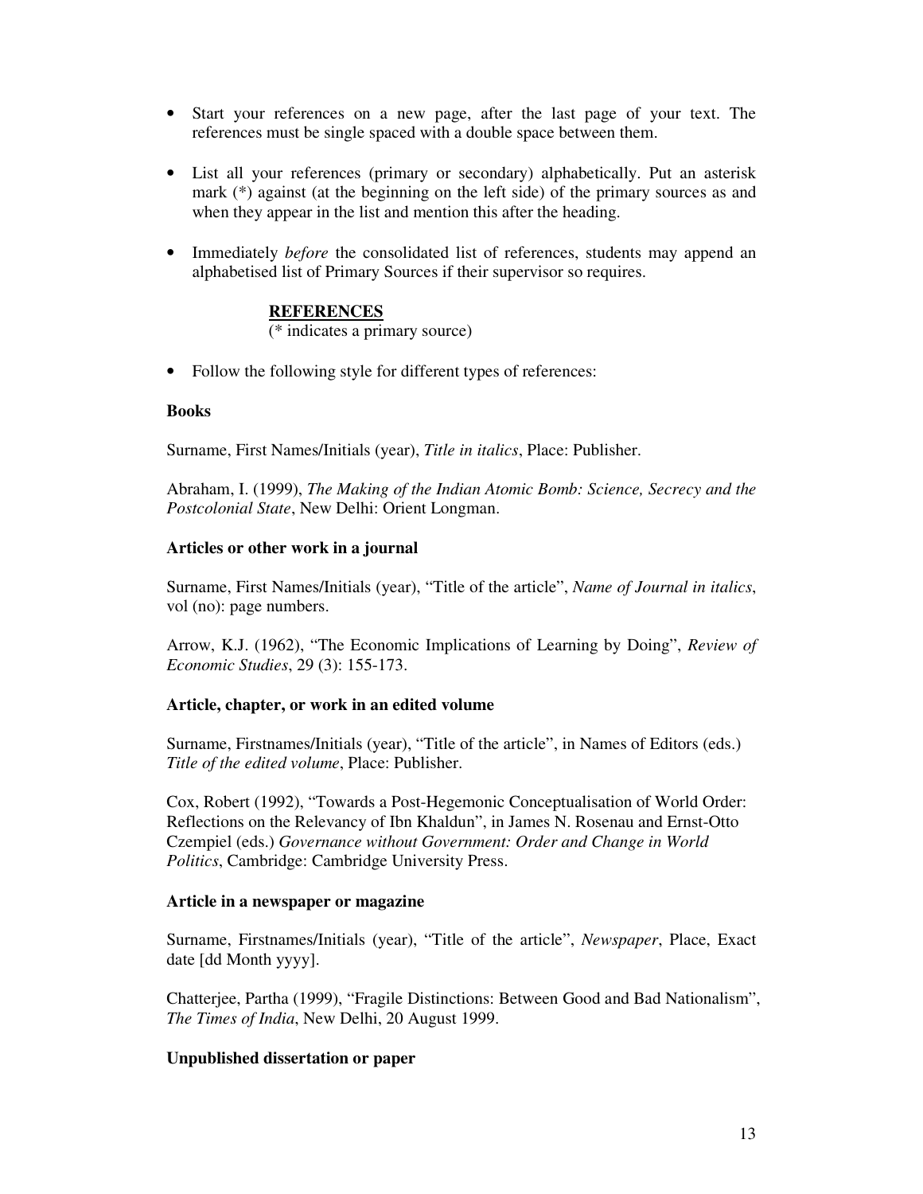- Start your references on a new page, after the last page of your text. The references must be single spaced with a double space between them.

- List all your references (primary or secondary) alphabetically. Put an asterisk mark (*) against (at the beginning on the left side) of the primary sources as and when they appear in the list and mention this after the heading.

- Immediately *before* the consolidated list of references, students may append an alphabetised list of Primary Sources if their supervisor so requires.

**<u>REFERENCES</u>**
(* indicates a primary source)

- Follow the following style for different types of references:

**Books**

Surname, First Names/Initials (year), *Title in italics*, Place: Publisher.

Abraham, I. (1999), *The Making of the Indian Atomic Bomb: Science, Secrecy and the Postcolonial State*, New Delhi: Orient Longman.

**Articles or other work in a journal**

Surname, First Names/Initials (year), "Title of the article", *Name of Journal in italics*, vol (no): page numbers.

Arrow, K.J. (1962), "The Economic Implications of Learning by Doing", *Review of Economic Studies*, 29 (3): 155-173.

**Article, chapter, or work in an edited volume**

Surname, Firstnames/Initials (year), "Title of the article", in Names of Editors (eds.) *Title of the edited volume*, Place: Publisher.

Cox, Robert (1992), "Towards a Post-Hegemonic Conceptualisation of World Order: Reflections on the Relevancy of Ibn Khaldun", in James N. Rosenau and Ernst-Otto Czempiel (eds.) *Governance without Government: Order and Change in World Politics*, Cambridge: Cambridge University Press.

**Article in a newspaper or magazine**

Surname, Firstnames/Initials (year), "Title of the article", *Newspaper*, Place, Exact date [dd Month yyyy].

Chatterjee, Partha (1999), "Fragile Distinctions: Between Good and Bad Nationalism", *The Times of India*, New Delhi, 20 August 1999.

**Unpublished dissertation or paper**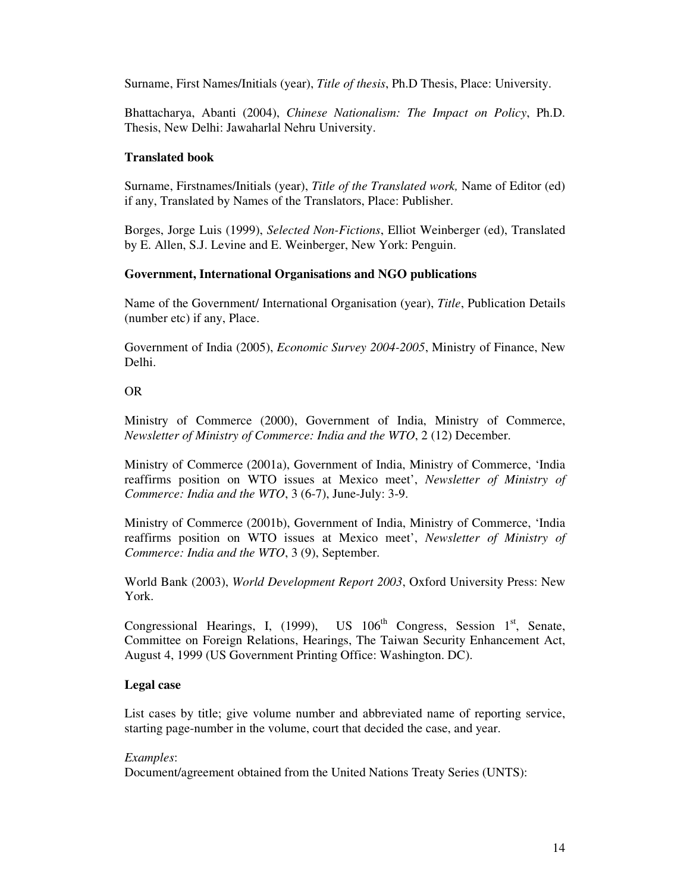Surname, First Names/Initials (year), *Title of thesis*, Ph.D Thesis, Place: University.

Bhattacharya, Abanti (2004), *Chinese Nationalism: The Impact on Policy*, Ph.D. Thesis, New Delhi: Jawaharlal Nehru University.

**Translated book**

Surname, Firstnames/Initials (year), *Title of the Translated work,* Name of Editor (ed) if any, Translated by Names of the Translators, Place: Publisher.

Borges, Jorge Luis (1999), *Selected Non-Fictions*, Elliot Weinberger (ed), Translated by E. Allen, S.J. Levine and E. Weinberger, New York: Penguin.

**Government, International Organisations and NGO publications**

Name of the Government/ International Organisation (year), *Title*, Publication Details (number etc) if any, Place.

Government of India (2005), *Economic Survey 2004-2005*, Ministry of Finance, New Delhi.

OR

Ministry of Commerce (2000), Government of India, Ministry of Commerce, *Newsletter of Ministry of Commerce: India and the WTO*, 2 (12) December.

Ministry of Commerce (2001a), Government of India, Ministry of Commerce, 'India reaffirms position on WTO issues at Mexico meet', *Newsletter of Ministry of Commerce: India and the WTO*, 3 (6-7), June-July: 3-9.

Ministry of Commerce (2001b), Government of India, Ministry of Commerce, 'India reaffirms position on WTO issues at Mexico meet', *Newsletter of Ministry of Commerce: India and the WTO*, 3 (9), September.

World Bank (2003), *World Development Report 2003*, Oxford University Press: New York.

Congressional Hearings, I, (1999), US 106th Congress, Session 1st, Senate, Committee on Foreign Relations, Hearings, The Taiwan Security Enhancement Act, August 4, 1999 (US Government Printing Office: Washington. DC).

**Legal case**

List cases by title; give volume number and abbreviated name of reporting service, starting page-number in the volume, court that decided the case, and year.

*Examples*:
Document/agreement obtained from the United Nations Treaty Series (UNTS):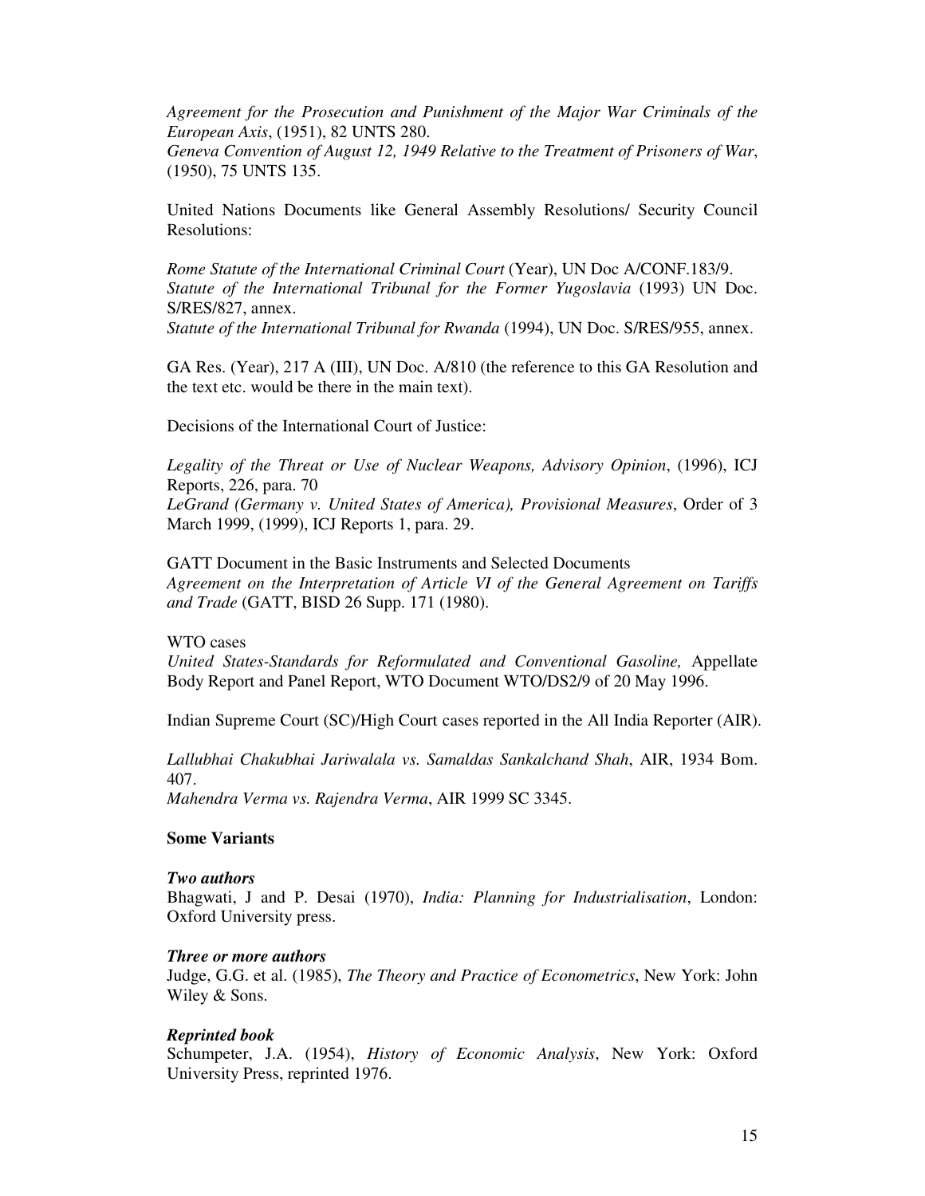*Agreement for the Prosecution and Punishment of the Major War Criminals of the European Axis*, (1951), 82 UNTS 280.
*Geneva Convention of August 12, 1949 Relative to the Treatment of Prisoners of War*, (1950), 75 UNTS 135.

United Nations Documents like General Assembly Resolutions/ Security Council Resolutions:

*Rome Statute of the International Criminal Court* (Year), UN Doc A/CONF.183/9.
*Statute of the International Tribunal for the Former Yugoslavia* (1993) UN Doc. S/RES/827, annex.
*Statute of the International Tribunal for Rwanda* (1994), UN Doc. S/RES/955, annex.

GA Res. (Year), 217 A (III), UN Doc. A/810 (the reference to this GA Resolution and the text etc. would be there in the main text).

Decisions of the International Court of Justice:

*Legality of the Threat or Use of Nuclear Weapons, Advisory Opinion*, (1996), ICJ Reports, 226, para. 70
*LeGrand (Germany v. United States of America), Provisional Measures*, Order of 3 March 1999, (1999), ICJ Reports 1, para. 29.

GATT Document in the Basic Instruments and Selected Documents
*Agreement on the Interpretation of Article VI of the General Agreement on Tariffs and Trade* (GATT, BISD 26 Supp. 171 (1980).

WTO cases
*United States-Standards for Reformulated and Conventional Gasoline,* Appellate Body Report and Panel Report, WTO Document WTO/DS2/9 of 20 May 1996.

Indian Supreme Court (SC)/High Court cases reported in the All India Reporter (AIR).

*Lallubhai Chakubhai Jariwalala vs. Samaldas Sankalchand Shah*, AIR, 1934 Bom. 407.
*Mahendra Verma vs. Rajendra Verma*, AIR 1999 SC 3345.

**Some Variants**

***Two authors***
Bhagwati, J and P. Desai (1970), *India: Planning for Industrialisation*, London: Oxford University press.

***Three or more authors***
Judge, G.G. et al. (1985), *The Theory and Practice of Econometrics*, New York: John Wiley & Sons.

***Reprinted book***
Schumpeter, J.A. (1954), *History of Economic Analysis*, New York: Oxford University Press, reprinted 1976.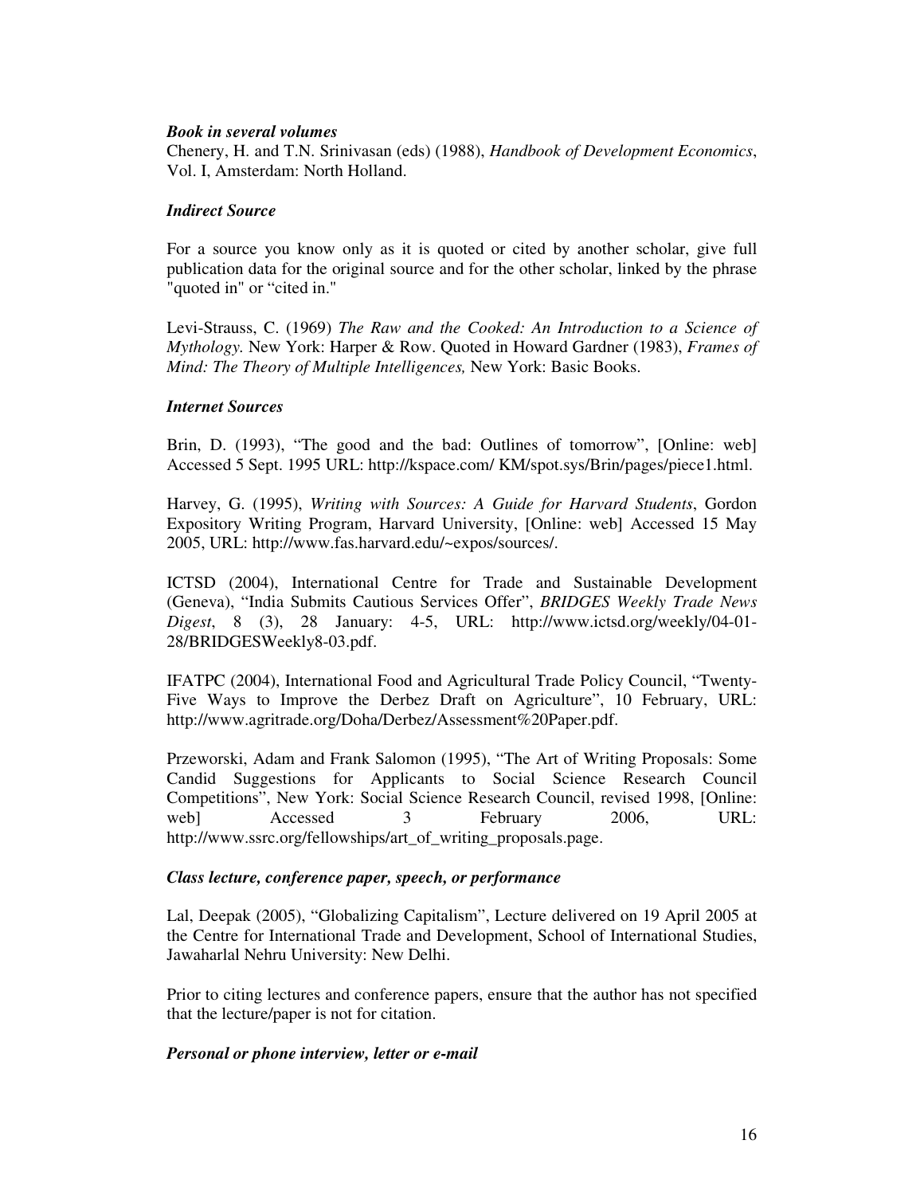***Book in several volumes***

Chenery, H. and T.N. Srinivasan (eds) (1988), *Handbook of Development Economics*, Vol. I, Amsterdam: North Holland.

***Indirect Source***

For a source you know only as it is quoted or cited by another scholar, give full publication data for the original source and for the other scholar, linked by the phrase "quoted in" or "cited in."

Levi-Strauss, C. (1969) *The Raw and the Cooked: An Introduction to a Science of Mythology.* New York: Harper & Row. Quoted in Howard Gardner (1983), *Frames of Mind: The Theory of Multiple Intelligences,* New York: Basic Books.

***Internet Sources***

Brin, D. (1993), "The good and the bad: Outlines of tomorrow", [Online: web] Accessed 5 Sept. 1995 URL: http://kspace.com/ KM/spot.sys/Brin/pages/piece1.html.

Harvey, G. (1995), *Writing with Sources: A Guide for Harvard Students*, Gordon Expository Writing Program, Harvard University, [Online: web] Accessed 15 May 2005, URL: http://www.fas.harvard.edu/~expos/sources/.

ICTSD (2004), International Centre for Trade and Sustainable Development (Geneva), "India Submits Cautious Services Offer", *BRIDGES Weekly Trade News Digest*, 8 (3), 28 January: 4-5, URL: http://www.ictsd.org/weekly/04-01-28/BRIDGESWeekly8-03.pdf.

IFATPC (2004), International Food and Agricultural Trade Policy Council, "Twenty-Five Ways to Improve the Derbez Draft on Agriculture", 10 February, URL: http://www.agritrade.org/Doha/Derbez/Assessment%20Paper.pdf.

Przeworski, Adam and Frank Salomon (1995), "The Art of Writing Proposals: Some Candid Suggestions for Applicants to Social Science Research Council Competitions", New York: Social Science Research Council, revised 1998, [Online: web] Accessed 3 February 2006, URL: http://www.ssrc.org/fellowships/art_of_writing_proposals.page.

***Class lecture, conference paper, speech, or performance***

Lal, Deepak (2005), "Globalizing Capitalism", Lecture delivered on 19 April 2005 at the Centre for International Trade and Development, School of International Studies, Jawaharlal Nehru University: New Delhi.

Prior to citing lectures and conference papers, ensure that the author has not specified that the lecture/paper is not for citation.

***Personal or phone interview, letter or e-mail***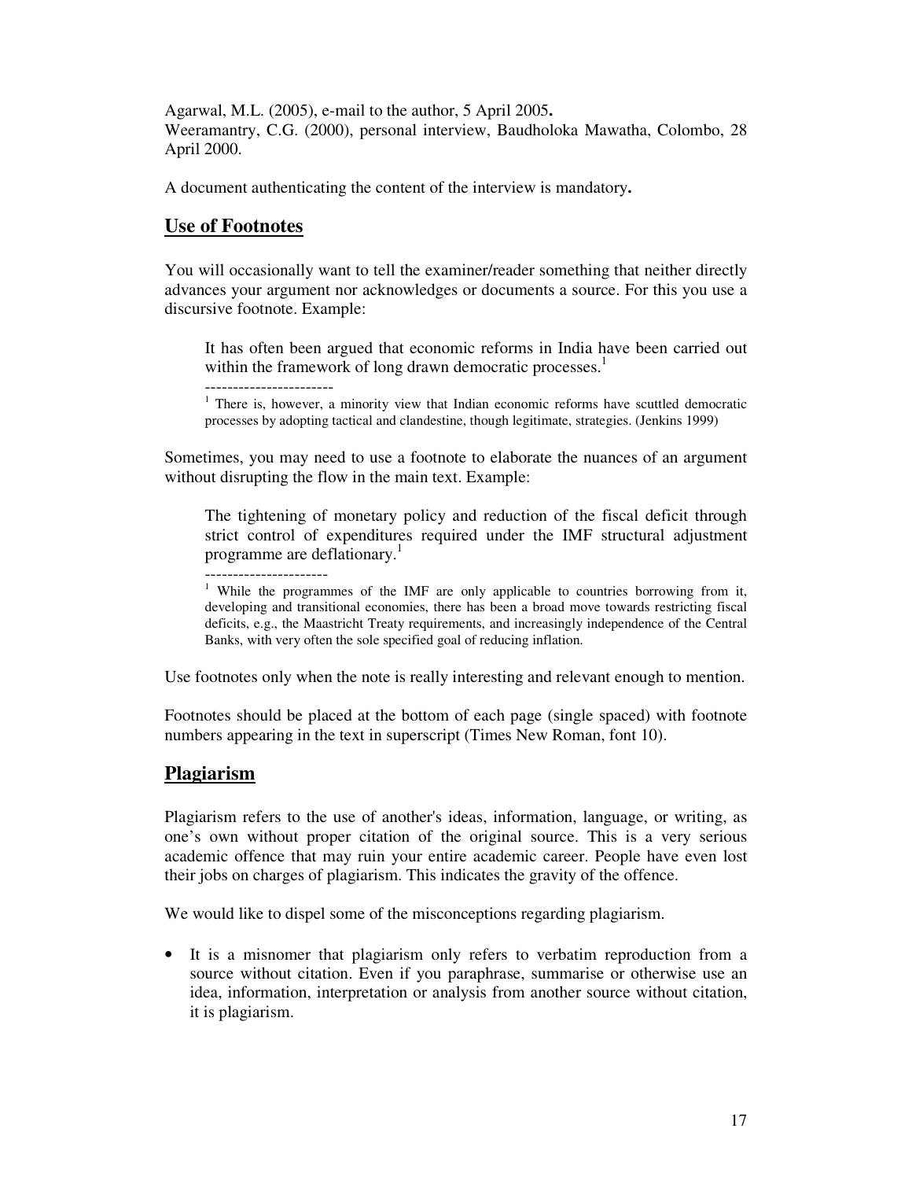Agarwal, M.L. (2005), e-mail to the author, 5 April 2005**.**
Weeramantry, C.G. (2000), personal interview, Baudholoka Mawatha, Colombo, 28 April 2000.

A document authenticating the content of the interview is mandatory**.**

## Use of Footnotes

You will occasionally want to tell the examiner/reader something that neither directly advances your argument nor acknowledges or documents a source. For this you use a discursive footnote. Example:

> It has often been argued that economic reforms in India have been carried out within the framework of long drawn democratic processes.[1]
>
> -----------------------
>
> [1] There is, however, a minority view that Indian economic reforms have scuttled democratic processes by adopting tactical and clandestine, though legitimate, strategies. (Jenkins 1999)

Sometimes, you may need to use a footnote to elaborate the nuances of an argument without disrupting the flow in the main text. Example:

> The tightening of monetary policy and reduction of the fiscal deficit through strict control of expenditures required under the IMF structural adjustment programme are deflationary.[1]
>
> ----------------------
>
> [1] While the programmes of the IMF are only applicable to countries borrowing from it, developing and transitional economies, there has been a broad move towards restricting fiscal deficits, e.g., the Maastricht Treaty requirements, and increasingly independence of the Central Banks, with very often the sole specified goal of reducing inflation.

Use footnotes only when the note is really interesting and relevant enough to mention.

Footnotes should be placed at the bottom of each page (single spaced) with footnote numbers appearing in the text in superscript (Times New Roman, font 10).

## Plagiarism

Plagiarism refers to the use of another's ideas, information, language, or writing, as one's own without proper citation of the original source. This is a very serious academic offence that may ruin your entire academic career. People have even lost their jobs on charges of plagiarism. This indicates the gravity of the offence.

We would like to dispel some of the misconceptions regarding plagiarism.

- It is a misnomer that plagiarism only refers to verbatim reproduction from a source without citation. Even if you paraphrase, summarise or otherwise use an idea, information, interpretation or analysis from another source without citation, it is plagiarism.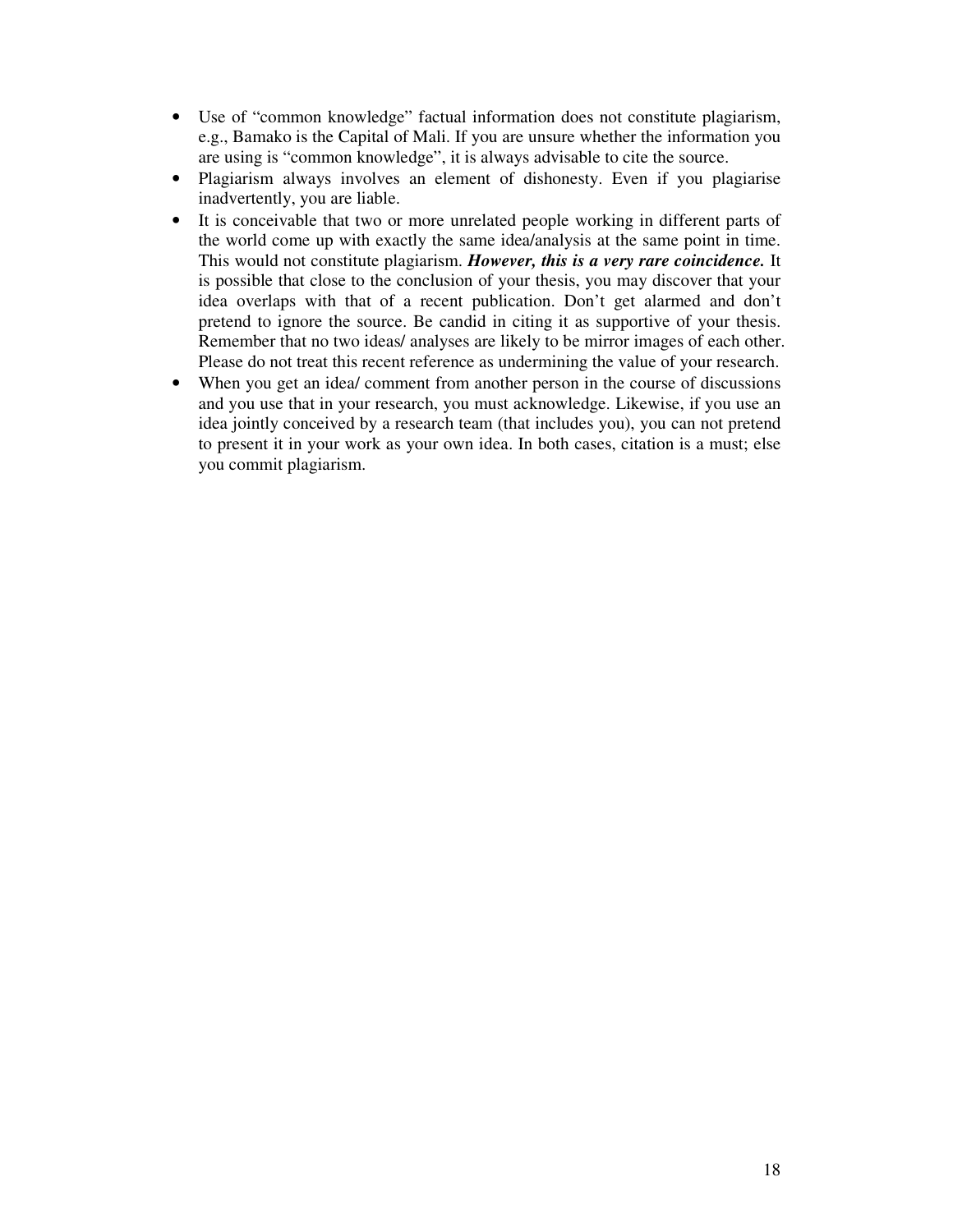- Use of "common knowledge" factual information does not constitute plagiarism, e.g., Bamako is the Capital of Mali. If you are unsure whether the information you are using is "common knowledge", it is always advisable to cite the source.
- Plagiarism always involves an element of dishonesty. Even if you plagiarise inadvertently, you are liable.
- It is conceivable that two or more unrelated people working in different parts of the world come up with exactly the same idea/analysis at the same point in time. This would not constitute plagiarism. ***However, this is a very rare coincidence.*** It is possible that close to the conclusion of your thesis, you may discover that your idea overlaps with that of a recent publication. Don't get alarmed and don't pretend to ignore the source. Be candid in citing it as supportive of your thesis. Remember that no two ideas/ analyses are likely to be mirror images of each other. Please do not treat this recent reference as undermining the value of your research.
- When you get an idea/ comment from another person in the course of discussions and you use that in your research, you must acknowledge. Likewise, if you use an idea jointly conceived by a research team (that includes you), you can not pretend to present it in your work as your own idea. In both cases, citation is a must; else you commit plagiarism.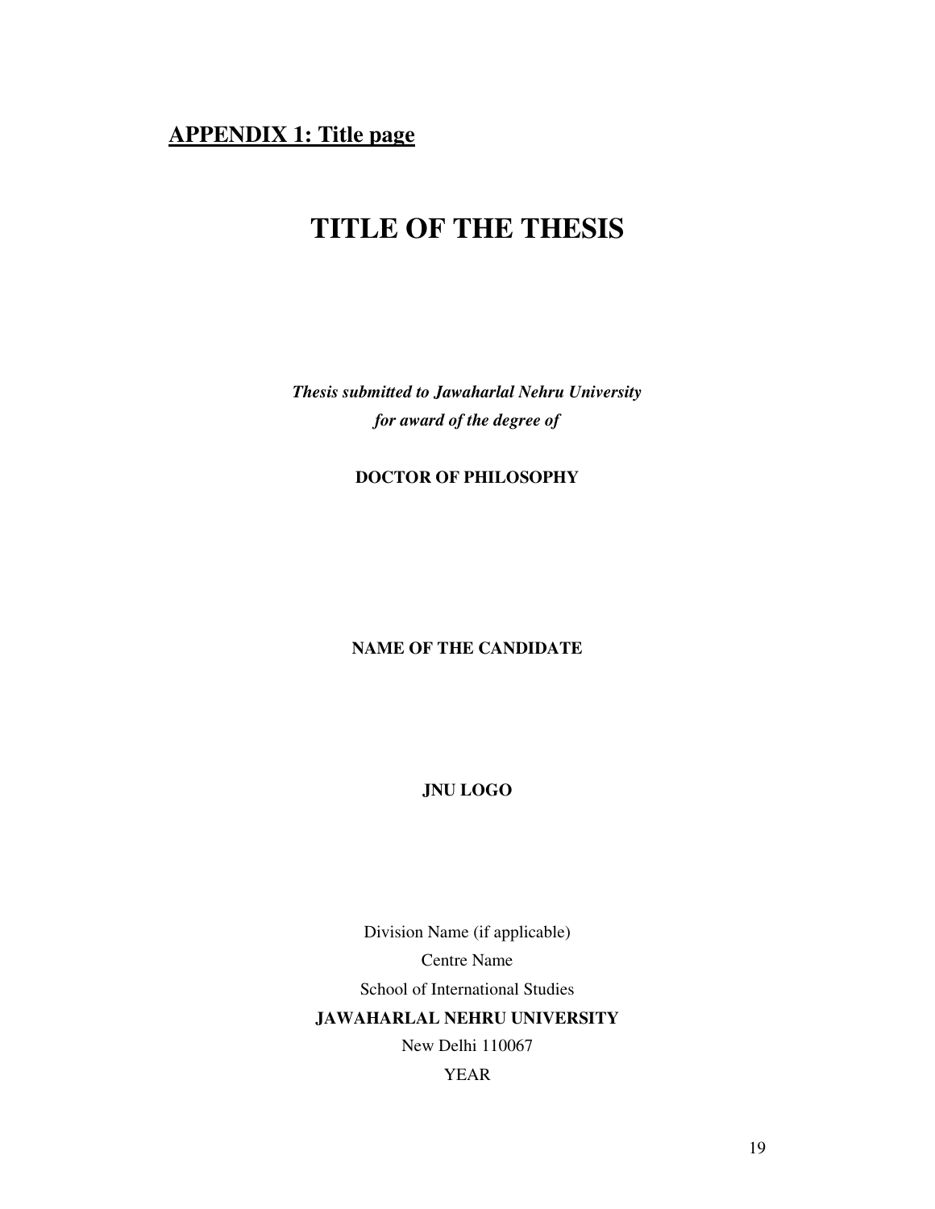## APPENDIX 1: Title page

# TITLE OF THE THESIS

***Thesis submitted to Jawaharlal Nehru University***
***for award of the degree of***

**DOCTOR OF PHILOSOPHY**

**NAME OF THE CANDIDATE**

**JNU LOGO**

Division Name (if applicable)
Centre Name
School of International Studies
**JAWAHARLAL NEHRU UNIVERSITY**
New Delhi 110067
YEAR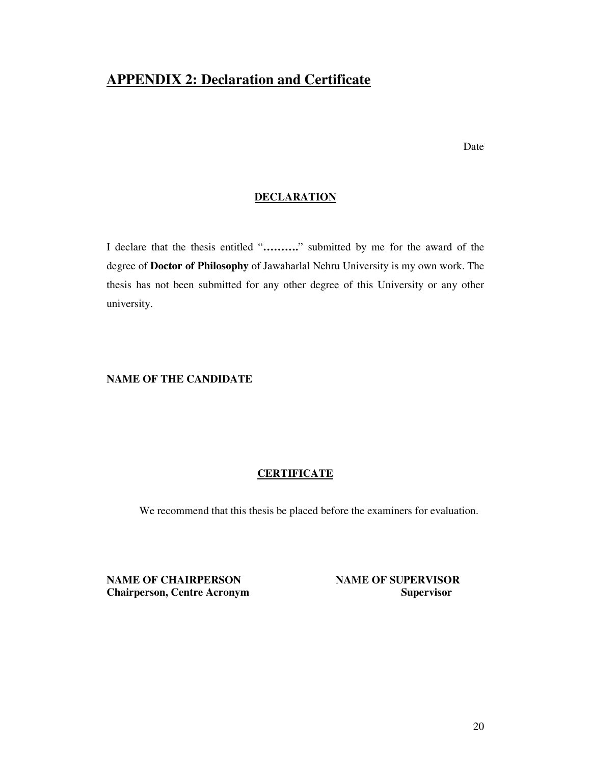## APPENDIX 2: Declaration and Certificate

Date

**DECLARATION**

I declare that the thesis entitled "**……….**" submitted by me for the award of the degree of **Doctor of Philosophy** of Jawaharlal Nehru University is my own work. The thesis has not been submitted for any other degree of this University or any other university.

**NAME OF THE CANDIDATE**

**CERTIFICATE**

We recommend that this thesis be placed before the examiners for evaluation.

**NAME OF CHAIRPERSON**
**Chairperson, Centre Acronym**

**NAME OF SUPERVISOR**
**Supervisor**